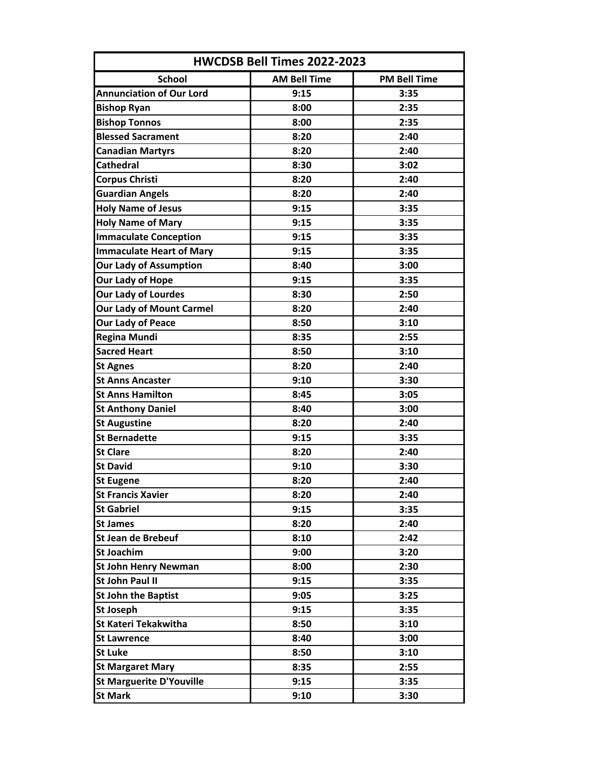| HWCDSB Bell Times 2022-2023 | | |
|---|---|---|
| **School** | **AM Bell Time** | **PM Bell Time** |
| Annunciation of Our Lord | 9:15 | 3:35 |
| Bishop Ryan | 8:00 | 2:35 |
| Bishop Tonnos | 8:00 | 2:35 |
| Blessed Sacrament | 8:20 | 2:40 |
| Canadian Martyrs | 8:20 | 2:40 |
| Cathedral | 8:30 | 3:02 |
| Corpus Christi | 8:20 | 2:40 |
| Guardian Angels | 8:20 | 2:40 |
| Holy Name of Jesus | 9:15 | 3:35 |
| Holy Name of Mary | 9:15 | 3:35 |
| Immaculate Conception | 9:15 | 3:35 |
| Immaculate Heart of Mary | 9:15 | 3:35 |
| Our Lady of Assumption | 8:40 | 3:00 |
| Our Lady of Hope | 9:15 | 3:35 |
| Our Lady of Lourdes | 8:30 | 2:50 |
| Our Lady of Mount Carmel | 8:20 | 2:40 |
| Our Lady of Peace | 8:50 | 3:10 |
| Regina Mundi | 8:35 | 2:55 |
| Sacred Heart | 8:50 | 3:10 |
| St Agnes | 8:20 | 2:40 |
| St Anns Ancaster | 9:10 | 3:30 |
| St Anns Hamilton | 8:45 | 3:05 |
| St Anthony Daniel | 8:40 | 3:00 |
| St Augustine | 8:20 | 2:40 |
| St Bernadette | 9:15 | 3:35 |
| St Clare | 8:20 | 2:40 |
| St David | 9:10 | 3:30 |
| St Eugene | 8:20 | 2:40 |
| St Francis Xavier | 8:20 | 2:40 |
| St Gabriel | 9:15 | 3:35 |
| St James | 8:20 | 2:40 |
| St Jean de Brebeuf | 8:10 | 2:42 |
| St Joachim | 9:00 | 3:20 |
| St John Henry Newman | 8:00 | 2:30 |
| St John Paul II | 9:15 | 3:35 |
| St John the Baptist | 9:05 | 3:25 |
| St Joseph | 9:15 | 3:35 |
| St Kateri Tekakwitha | 8:50 | 3:10 |
| St Lawrence | 8:40 | 3:00 |
| St Luke | 8:50 | 3:10 |
| St Margaret Mary | 8:35 | 2:55 |
| St Marguerite D'Youville | 9:15 | 3:35 |
| St Mark | 9:10 | 3:30 |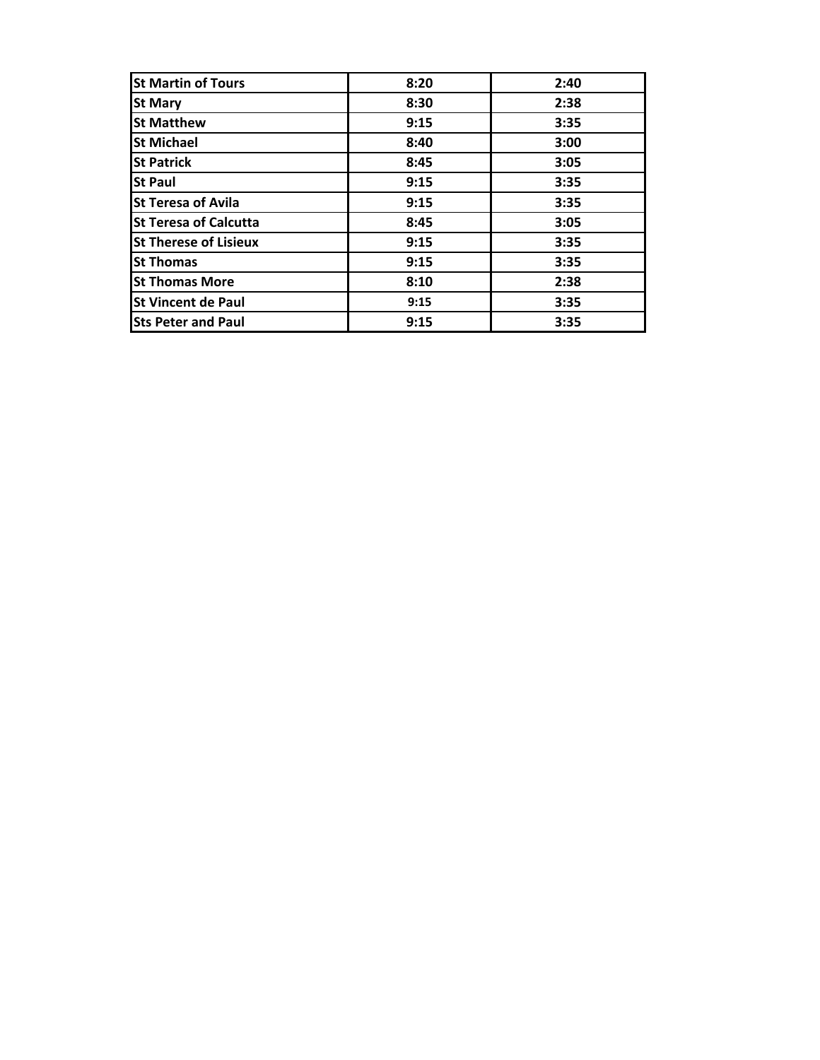| | | |
|---|---|---|
| **St Martin of Tours** | **8:20** | **2:40** |
| **St Mary** | **8:30** | **2:38** |
| **St Matthew** | **9:15** | **3:35** |
| **St Michael** | **8:40** | **3:00** |
| **St Patrick** | **8:45** | **3:05** |
| **St Paul** | **9:15** | **3:35** |
| **St Teresa of Avila** | **9:15** | **3:35** |
| **St Teresa of Calcutta** | **8:45** | **3:05** |
| **St Therese of Lisieux** | **9:15** | **3:35** |
| **St Thomas** | **9:15** | **3:35** |
| **St Thomas More** | **8:10** | **2:38** |
| **St Vincent de Paul** | **9:15** | **3:35** |
| **Sts Peter and Paul** | **9:15** | **3:35** |